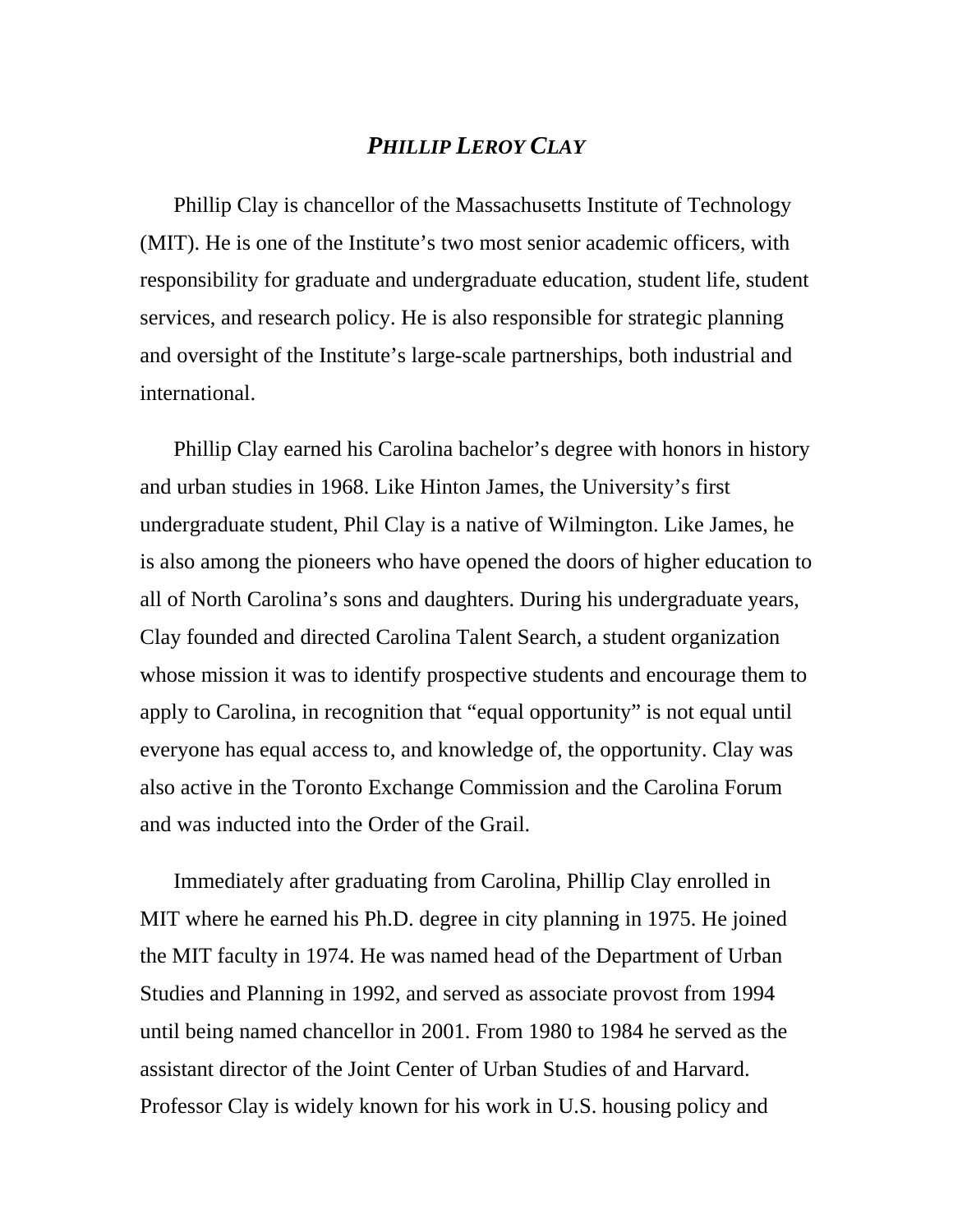# *PHILLIP LEROY CLAY*

Phillip Clay is chancellor of the Massachusetts Institute of Technology (MIT). He is one of the Institute's two most senior academic officers, with responsibility for graduate and undergraduate education, student life, student services, and research policy. He is also responsible for strategic planning and oversight of the Institute's large-scale partnerships, both industrial and international.

Phillip Clay earned his Carolina bachelor's degree with honors in history and urban studies in 1968. Like Hinton James, the University's first undergraduate student, Phil Clay is a native of Wilmington. Like James, he is also among the pioneers who have opened the doors of higher education to all of North Carolina's sons and daughters. During his undergraduate years, Clay founded and directed Carolina Talent Search, a student organization whose mission it was to identify prospective students and encourage them to apply to Carolina, in recognition that "equal opportunity" is not equal until everyone has equal access to, and knowledge of, the opportunity. Clay was also active in the Toronto Exchange Commission and the Carolina Forum and was inducted into the Order of the Grail.

Immediately after graduating from Carolina, Phillip Clay enrolled in MIT where he earned his Ph.D. degree in city planning in 1975. He joined the MIT faculty in 1974. He was named head of the Department of Urban Studies and Planning in 1992, and served as associate provost from 1994 until being named chancellor in 2001. From 1980 to 1984 he served as the assistant director of the Joint Center of Urban Studies of and Harvard. Professor Clay is widely known for his work in U.S. housing policy and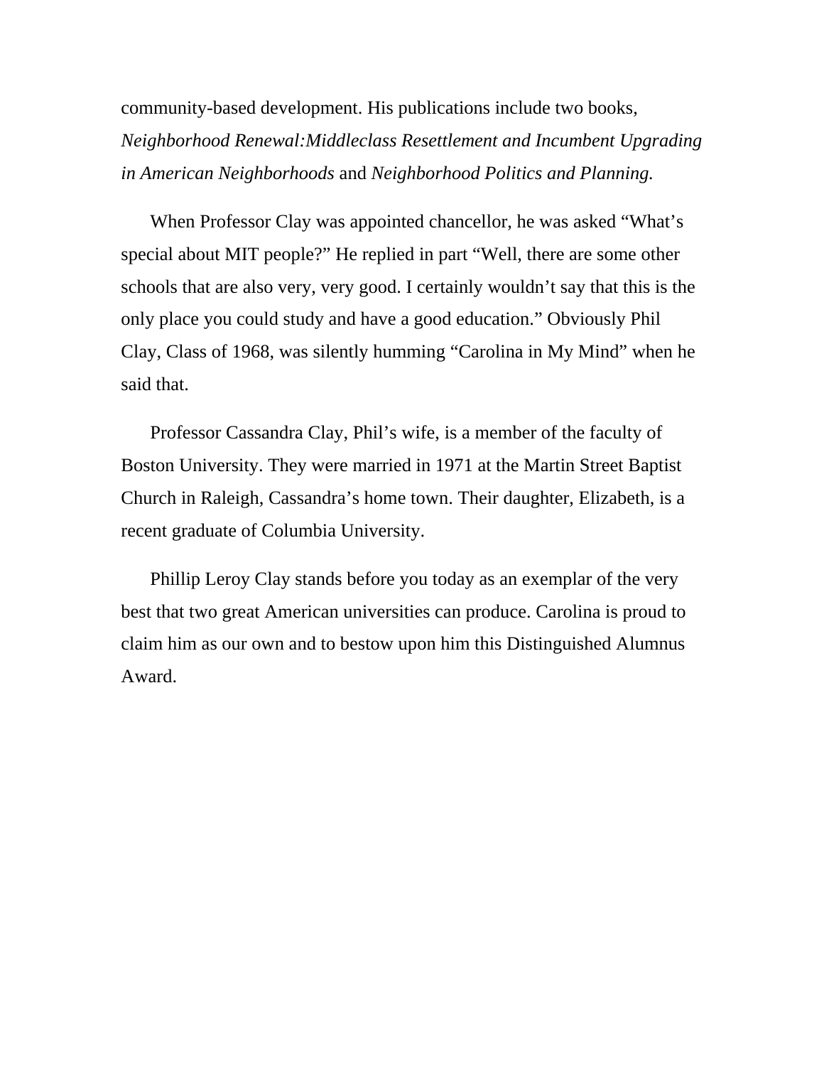community-based development. His publications include two books, *Neighborhood Renewal:Middleclass Resettlement and Incumbent Upgrading in American Neighborhoods* and *Neighborhood Politics and Planning.*

When Professor Clay was appointed chancellor, he was asked "What's special about MIT people?" He replied in part "Well, there are some other schools that are also very, very good. I certainly wouldn't say that this is the only place you could study and have a good education." Obviously Phil Clay, Class of 1968, was silently humming "Carolina in My Mind" when he said that.

Professor Cassandra Clay, Phil's wife, is a member of the faculty of Boston University. They were married in 1971 at the Martin Street Baptist Church in Raleigh, Cassandra's home town. Their daughter, Elizabeth, is a recent graduate of Columbia University.

Phillip Leroy Clay stands before you today as an exemplar of the very best that two great American universities can produce. Carolina is proud to claim him as our own and to bestow upon him this Distinguished Alumnus Award.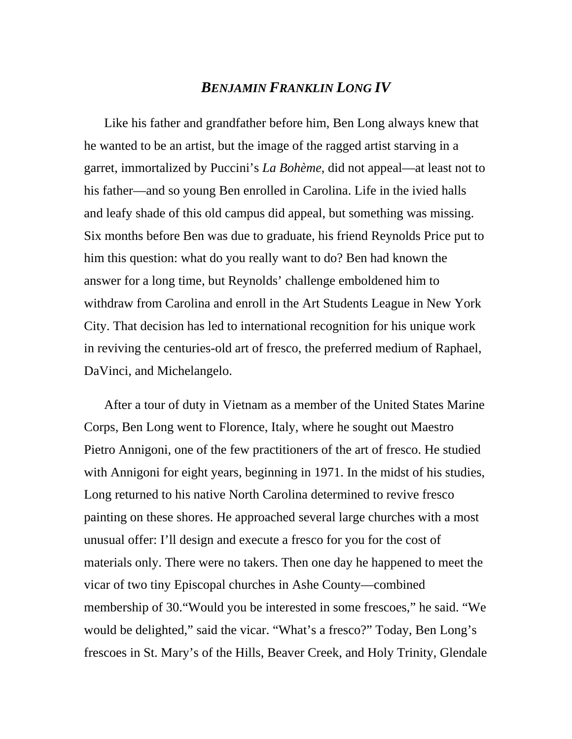## *BENJAMIN FRANKLIN LONG IV*

Like his father and grandfather before him, Ben Long always knew that he wanted to be an artist, but the image of the ragged artist starving in a garret, immortalized by Puccini's *La Bohème*, did not appeal—at least not to his father—and so young Ben enrolled in Carolina. Life in the ivied halls and leafy shade of this old campus did appeal, but something was missing. Six months before Ben was due to graduate, his friend Reynolds Price put to him this question: what do you really want to do? Ben had known the answer for a long time, but Reynolds' challenge emboldened him to withdraw from Carolina and enroll in the Art Students League in New York City. That decision has led to international recognition for his unique work in reviving the centuries-old art of fresco, the preferred medium of Raphael, DaVinci, and Michelangelo.

After a tour of duty in Vietnam as a member of the United States Marine Corps, Ben Long went to Florence, Italy, where he sought out Maestro Pietro Annigoni, one of the few practitioners of the art of fresco. He studied with Annigoni for eight years, beginning in 1971. In the midst of his studies, Long returned to his native North Carolina determined to revive fresco painting on these shores. He approached several large churches with a most unusual offer: I'll design and execute a fresco for you for the cost of materials only. There were no takers. Then one day he happened to meet the vicar of two tiny Episcopal churches in Ashe County—combined membership of 30."Would you be interested in some frescoes," he said. "We would be delighted," said the vicar. "What's a fresco?" Today, Ben Long's frescoes in St. Mary's of the Hills, Beaver Creek, and Holy Trinity, Glendale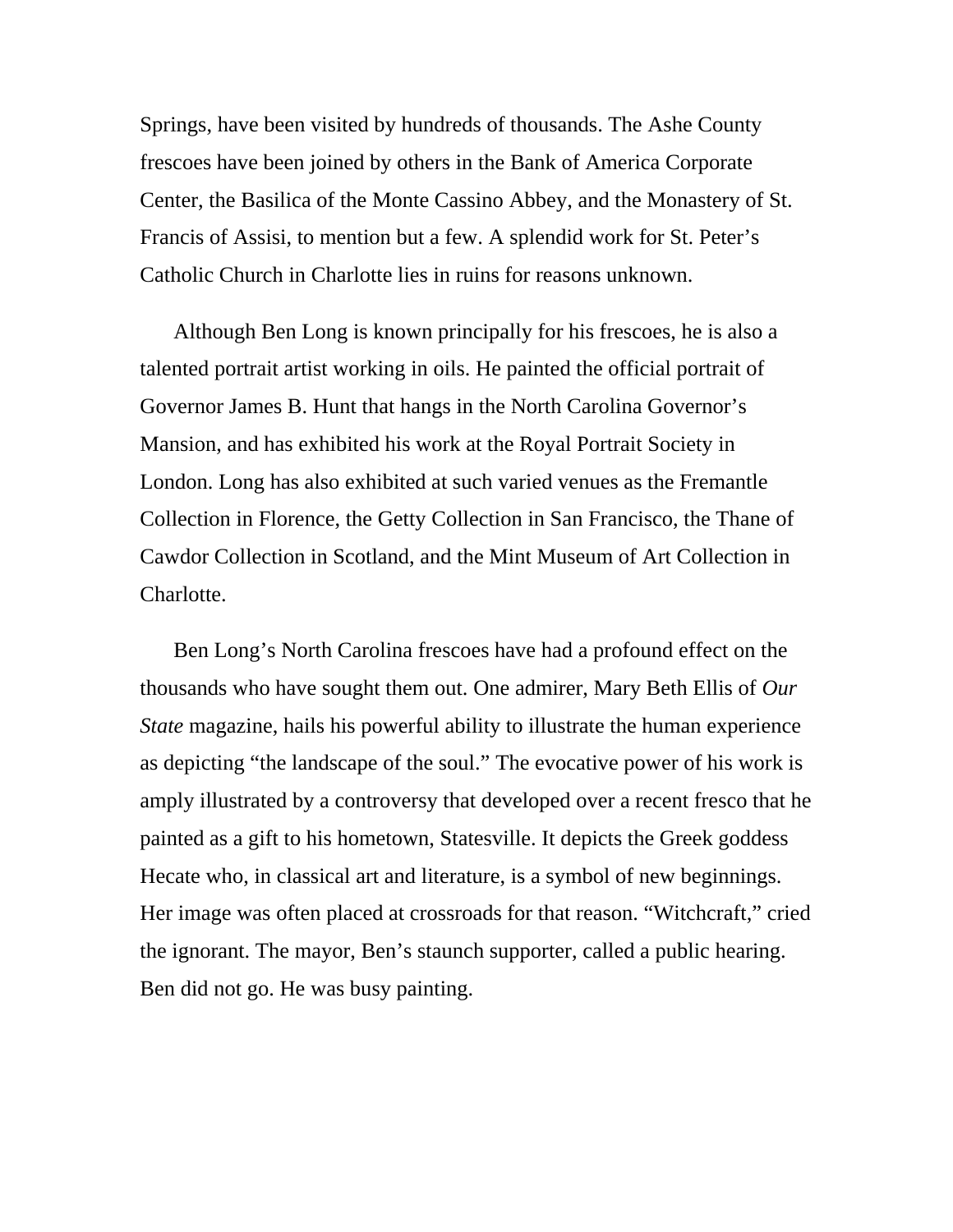Springs, have been visited by hundreds of thousands. The Ashe County frescoes have been joined by others in the Bank of America Corporate Center, the Basilica of the Monte Cassino Abbey, and the Monastery of St. Francis of Assisi, to mention but a few. A splendid work for St. Peter's Catholic Church in Charlotte lies in ruins for reasons unknown.

Although Ben Long is known principally for his frescoes, he is also a talented portrait artist working in oils. He painted the official portrait of Governor James B. Hunt that hangs in the North Carolina Governor's Mansion, and has exhibited his work at the Royal Portrait Society in London. Long has also exhibited at such varied venues as the Fremantle Collection in Florence, the Getty Collection in San Francisco, the Thane of Cawdor Collection in Scotland, and the Mint Museum of Art Collection in Charlotte.

Ben Long's North Carolina frescoes have had a profound effect on the thousands who have sought them out. One admirer, Mary Beth Ellis of *Our State* magazine, hails his powerful ability to illustrate the human experience as depicting "the landscape of the soul." The evocative power of his work is amply illustrated by a controversy that developed over a recent fresco that he painted as a gift to his hometown, Statesville. It depicts the Greek goddess Hecate who, in classical art and literature, is a symbol of new beginnings. Her image was often placed at crossroads for that reason. "Witchcraft," cried the ignorant. The mayor, Ben's staunch supporter, called a public hearing. Ben did not go. He was busy painting.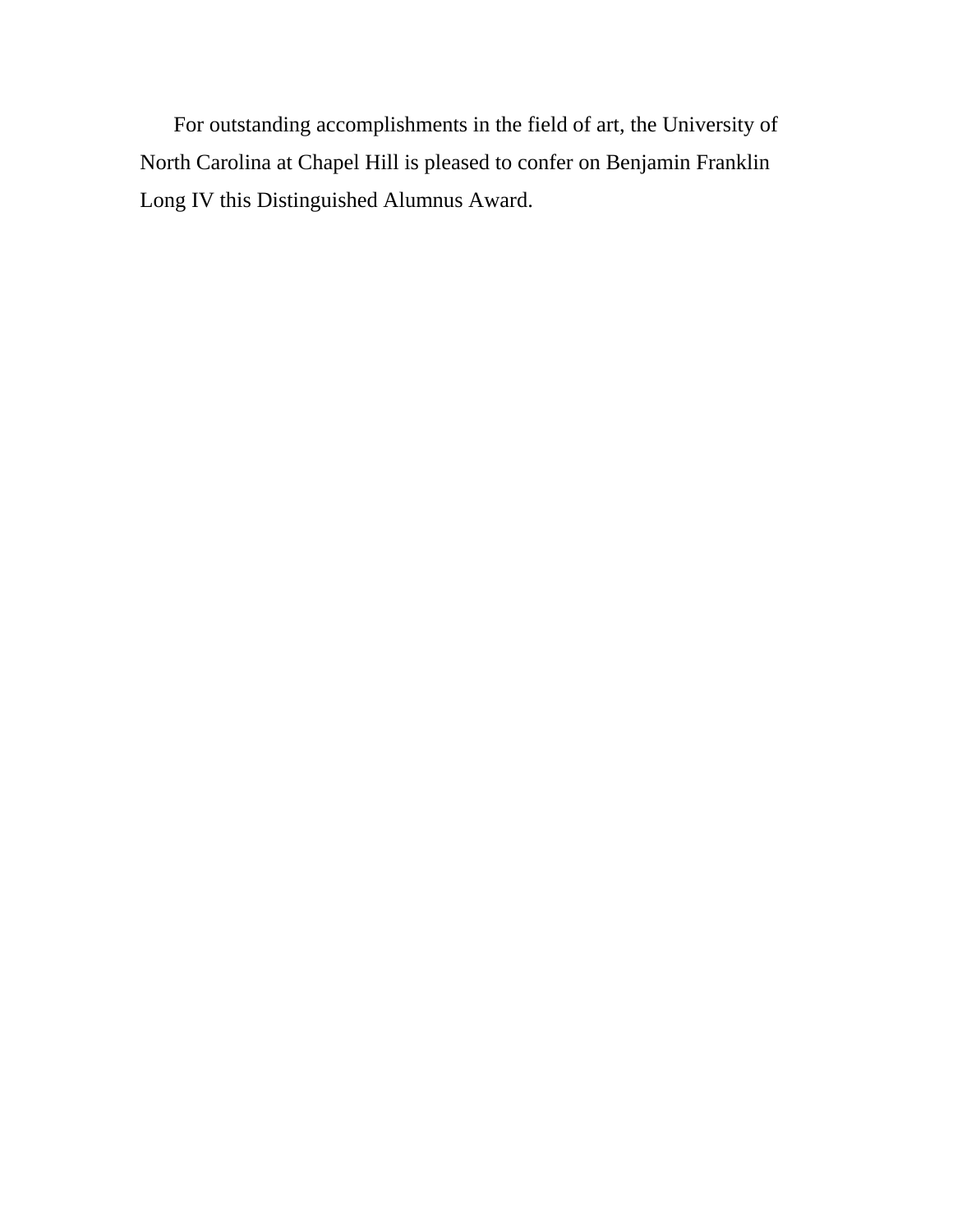For outstanding accomplishments in the field of art, the University of North Carolina at Chapel Hill is pleased to confer on Benjamin Franklin Long IV this Distinguished Alumnus Award.